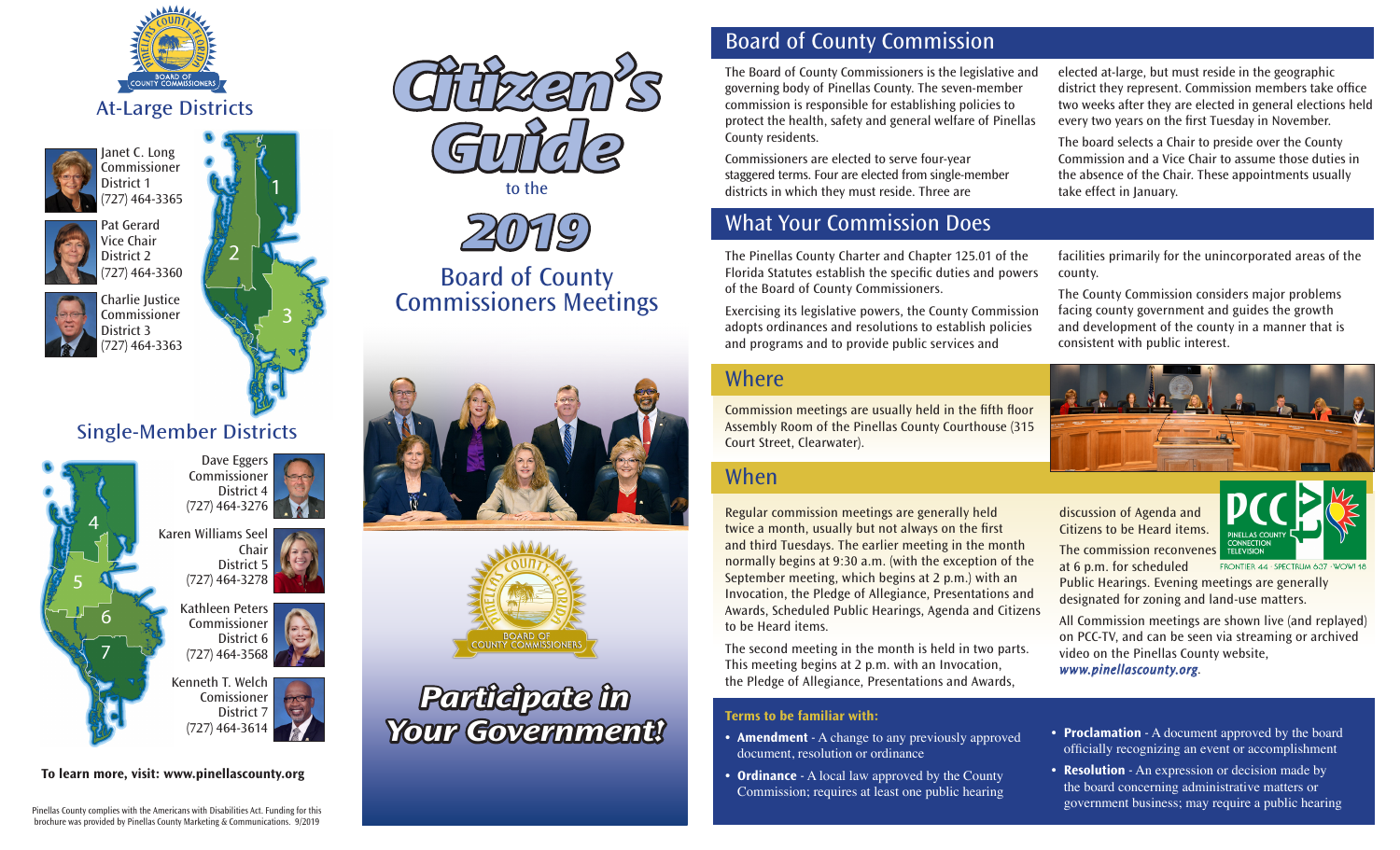## At-Large Districts

Janet C. Long
Commissioner
District 1
(727) 464-3365

Pat Gerard
Vice Chair
District 2
(727) 464-3360

Charlie Justice
Commissioner
District 3
(727) 464-3363

## Single-Member Districts

Dave Eggers
Commissioner
District 4
(727) 464-3276

Karen Williams Seel
Chair
District 5
(727) 464-3278

Kathleen Peters
Commissioner
District 6
(727) 464-3568

Kenneth T. Welch
Comissioner
District 7
(727) 464-3614

**To learn more, visit: www.pinellascounty.org**

Pinellas County complies with the Americans with Disabilities Act. Funding for this brochure was provided by Pinellas County Marketing & Communications. 9/2019

# *Citizen's Guide*

to the

# *2019*

## Board of County Commissioners Meetings

## *Participate in Your Government!*

## Board of County Commission

The Board of County Commissioners is the legislative and governing body of Pinellas County. The seven-member commission is responsible for establishing policies to protect the health, safety and general welfare of Pinellas County residents.

Commissioners are elected to serve four-year staggered terms. Four are elected from single-member districts in which they must reside. Three are elected at-large, but must reside in the geographic district they represent. Commission members take office two weeks after they are elected in general elections held every two years on the first Tuesday in November.

The board selects a Chair to preside over the County Commission and a Vice Chair to assume those duties in the absence of the Chair. These appointments usually take effect in January.

## What Your Commission Does

The Pinellas County Charter and Chapter 125.01 of the Florida Statutes establish the specific duties and powers of the Board of County Commissioners.

Exercising its legislative powers, the County Commission adopts ordinances and resolutions to establish policies and programs and to provide public services and facilities primarily for the unincorporated areas of the county.

The County Commission considers major problems facing county government and guides the growth and development of the county in a manner that is consistent with public interest.

## Where

Commission meetings are usually held in the fifth floor Assembly Room of the Pinellas County Courthouse (315 Court Street, Clearwater).

## When

Regular commission meetings are generally held twice a month, usually but not always on the first and third Tuesdays. The earlier meeting in the month normally begins at 9:30 a.m. (with the exception of the September meeting, which begins at 2 p.m.) with an Invocation, the Pledge of Allegiance, Presentations and Awards, Scheduled Public Hearings, Agenda and Citizens to be Heard items.

The second meeting in the month is held in two parts. This meeting begins at 2 p.m. with an Invocation, the Pledge of Allegiance, Presentations and Awards, discussion of Agenda and Citizens to be Heard items.

The commission reconvenes at 6 p.m. for scheduled Public Hearings. Evening meetings are generally designated for zoning and land-use matters.

All Commission meetings are shown live (and replayed) on PCC-TV, and can be seen via streaming or archived video on the Pinellas County website, ***www.pinellascounty.org***.

PCC Pinellas County Connection Television — Frontier 44 · Spectrum 637 · WOW! 18

**Terms to be familiar with:**

- **Amendment** - A change to any previously approved document, resolution or ordinance
- **Ordinance** - A local law approved by the County Commission; requires at least one public hearing
- **Proclamation** - A document approved by the board officially recognizing an event or accomplishment
- **Resolution** - An expression or decision made by the board concerning administrative matters or government business; may require a public hearing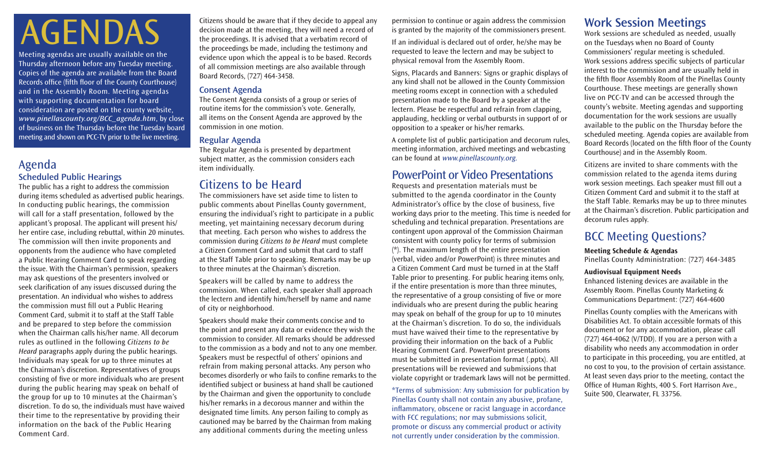# AGENDAS

Meeting agendas are usually available on the Thursday afternoon before any Tuesday meeting. Copies of the agenda are available from the Board Records office (fifth floor of the County Courthouse) and in the Assembly Room. Meeting agendas with supporting documentation for board consideration are posted on the county website, *www.pinellascounty.org/BCC_agenda.htm*, by close of business on the Thursday before the Tuesday board meeting and shown on PCC-TV prior to the live meeting.

## Agenda

### Scheduled Public Hearings

The public has a right to address the commission during items scheduled as advertised public hearings. In conducting public hearings, the commission will call for a staff presentation, followed by the applicant's proposal. The applicant will present his/her entire case, including rebuttal, within 20 minutes. The commission will then invite proponents and opponents from the audience who have completed a Public Hearing Comment Card to speak regarding the issue. With the Chairman's permission, speakers may ask questions of the presenters involved or seek clarification of any issues discussed during the presentation. An individual who wishes to address the commission must fill out a Public Hearing Comment Card, submit it to staff at the Staff Table and be prepared to step before the commission when the Chairman calls his/her name. All decorum rules as outlined in the following *Citizens to be Heard* paragraphs apply during the public hearings. Individuals may speak for up to three minutes at the Chairman's discretion. Representatives of groups consisting of five or more individuals who are present during the public hearing may speak on behalf of the group for up to 10 minutes at the Chairman's discretion. To do so, the individuals must have waived their time to the representative by providing their information on the back of the Public Hearing Comment Card.

Citizens should be aware that if they decide to appeal any decision made at the meeting, they will need a record of the proceedings. It is advised that a verbatim record of the proceedings be made, including the testimony and evidence upon which the appeal is to be based. Records of all commission meetings are also available through Board Records, (727) 464-3458.

### Consent Agenda

The Consent Agenda consists of a group or series of routine items for the commission's vote. Generally, all items on the Consent Agenda are approved by the commission in one motion.

### Regular Agenda

The Regular Agenda is presented by department subject matter, as the commission considers each item individually.

## Citizens to be Heard

The commissioners have set aside time to listen to public comments about Pinellas County government, ensuring the individual's right to participate in a public meeting, yet maintaining necessary decorum during that meeting. Each person who wishes to address the commission during *Citizens to be Heard* must complete a Citizen Comment Card and submit that card to staff at the Staff Table prior to speaking. Remarks may be up to three minutes at the Chairman's discretion.

Speakers will be called by name to address the commission. When called, each speaker shall approach the lectern and identify him/herself by name and name of city or neighborhood.

Speakers should make their comments concise and to the point and present any data or evidence they wish the commission to consider. All remarks should be addressed to the commission as a body and not to any one member. Speakers must be respectful of others' opinions and refrain from making personal attacks. Any person who becomes disorderly or who fails to confine remarks to the identified subject or business at hand shall be cautioned by the Chairman and given the opportunity to conclude his/her remarks in a decorous manner and within the designated time limits. Any person failing to comply as cautioned may be barred by the Chairman from making any additional comments during the meeting unless permission to continue or again address the commission is granted by the majority of the commissioners present.

If an individual is declared out of order, he/she may be requested to leave the lectern and may be subject to physical removal from the Assembly Room.

Signs, Placards and Banners: Signs or graphic displays of any kind shall not be allowed in the County Commission meeting rooms except in connection with a scheduled presentation made to the Board by a speaker at the lectern. Please be respectful and refrain from clapping, applauding, heckling or verbal outbursts in support of or opposition to a speaker or his/her remarks.

A complete list of public participation and decorum rules, meeting information, archived meetings and webcasting can be found at *www.pinellascounty.org.*

## PowerPoint or Video Presentations

Requests and presentation materials must be submitted to the agenda coordinator in the County Administrator's office by the close of business, five working days prior to the meeting. This time is needed for scheduling and technical preparation. Presentations are contingent upon approval of the Commission Chairman consistent with county policy for terms of submission (*). The maximum length of the entire presentation (verbal, video and/or PowerPoint) is three minutes and a Citizen Comment Card must be turned in at the Staff Table prior to presenting. For public hearing items only, if the entire presentation is more than three minutes, the representative of a group consisting of five or more individuals who are present during the public hearing may speak on behalf of the group for up to 10 minutes at the Chairman's discretion. To do so, the individuals must have waived their time to the representative by providing their information on the back of a Public Hearing Comment Card. PowerPoint presentations must be submitted in presentation format (.pptx). All presentations will be reviewed and submissions that violate copyright or trademark laws will not be permitted.

*Terms of submission: Any submission for publication by Pinellas County shall not contain any abusive, profane, inflammatory, obscene or racist language in accordance with FCC regulations; nor may submissions solicit, promote or discuss any commercial product or activity not currently under consideration by the commission.

## Work Session Meetings

Work sessions are scheduled as needed, usually on the Tuesdays when no Board of County Commissioners' regular meeting is scheduled. Work sessions address specific subjects of particular interest to the commission and are usually held in the fifth floor Assembly Room of the Pinellas County Courthouse. These meetings are generally shown live on PCC-TV and can be accessed through the county's website. Meeting agendas and supporting documentation for the work sessions are usually available to the public on the Thursday before the scheduled meeting. Agenda copies are available from Board Records (located on the fifth floor of the County Courthouse) and in the Assembly Room.

Citizens are invited to share comments with the commission related to the agenda items during work session meetings. Each speaker must fill out a Citizen Comment Card and submit it to the staff at the Staff Table. Remarks may be up to three minutes at the Chairman's discretion. Public participation and decorum rules apply.

## BCC Meeting Questions?

**Meeting Schedule & Agendas**
Pinellas County Administration: (727) 464-3485

**Audiovisual Equipment Needs**
Enhanced listening devices are available in the Assembly Room. Pinellas County Marketing & Communications Department: (727) 464-4600

Pinellas County complies with the Americans with Disabilities Act. To obtain accessible formats of this document or for any accommodation, please call (727) 464-4062 (V/TDD). If you are a person with a disability who needs any accommodation in order to participate in this proceeding, you are entitled, at no cost to you, to the provision of certain assistance. At least seven days prior to the meeting, contact the Office of Human Rights, 400 S. Fort Harrison Ave., Suite 500, Clearwater, FL 33756.